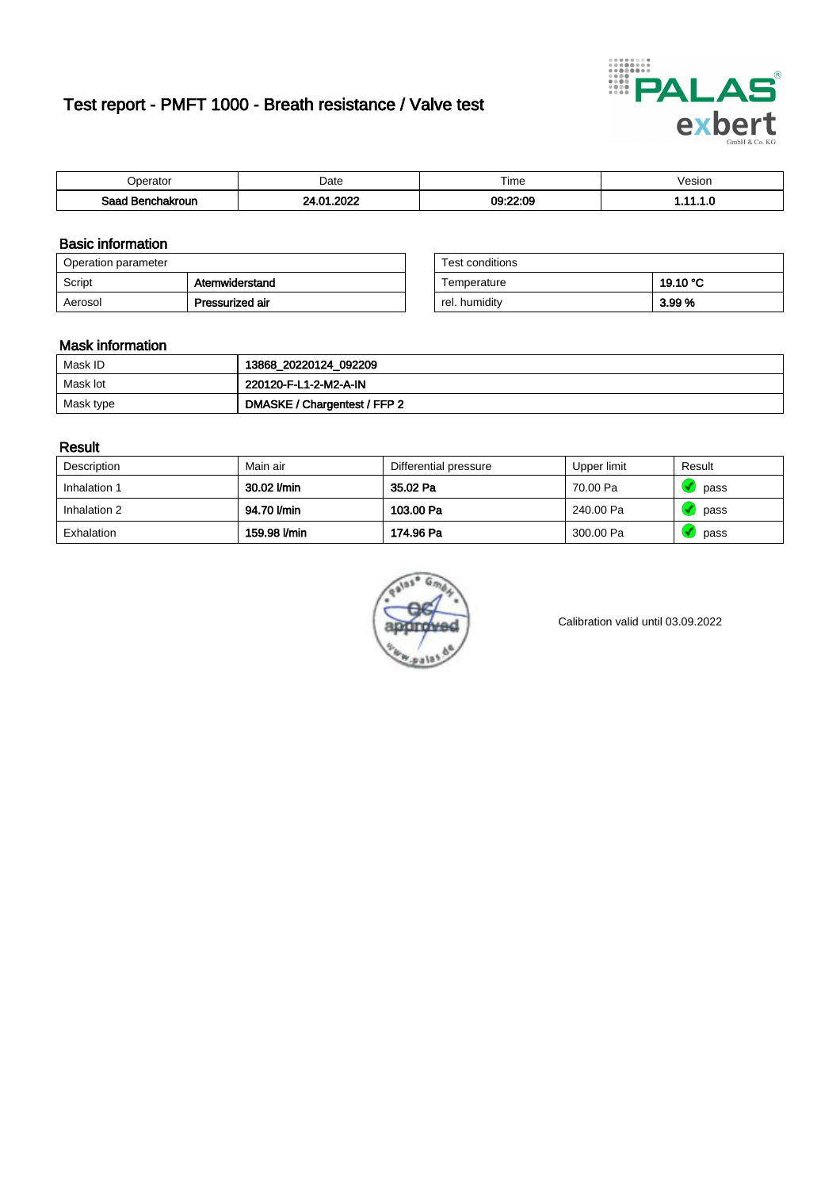# Test report - PMFT 1000 - Breath resistance / Valve test

| Operator | Date | Time | Vesion |
|---|---|---|---|
| **Saad Benchakroun** | **24.01.2022** | **09:22:09** | **1.11.1.0** |

## Basic information

| Operation parameter | |
|---|---|
| Script | **Atemwiderstand** |
| Aerosol | **Pressurized air** |

| Test conditions | |
|---|---|
| Temperature | **19.10 °C** |
| rel. humidity | **3.99 %** |

## Mask information

| | |
|---|---|
| Mask ID | **13868_20220124_092209** |
| Mask lot | **220120-F-L1-2-M2-A-IN** |
| Mask type | **DMASKE / Chargentest / FFP 2** |

## Result

| Description | Main air | Differential pressure | Upper limit | Result |
|---|---|---|---|---|
| Inhalation 1 | **30.02 l/min** | **35.02 Pa** | 70.00 Pa | pass |
| Inhalation 2 | **94.70 l/min** | **103.00 Pa** | 240.00 Pa | pass |
| Exhalation | **159.98 l/min** | **174.96 Pa** | 300.00 Pa | pass |

Calibration valid until 03.09.2022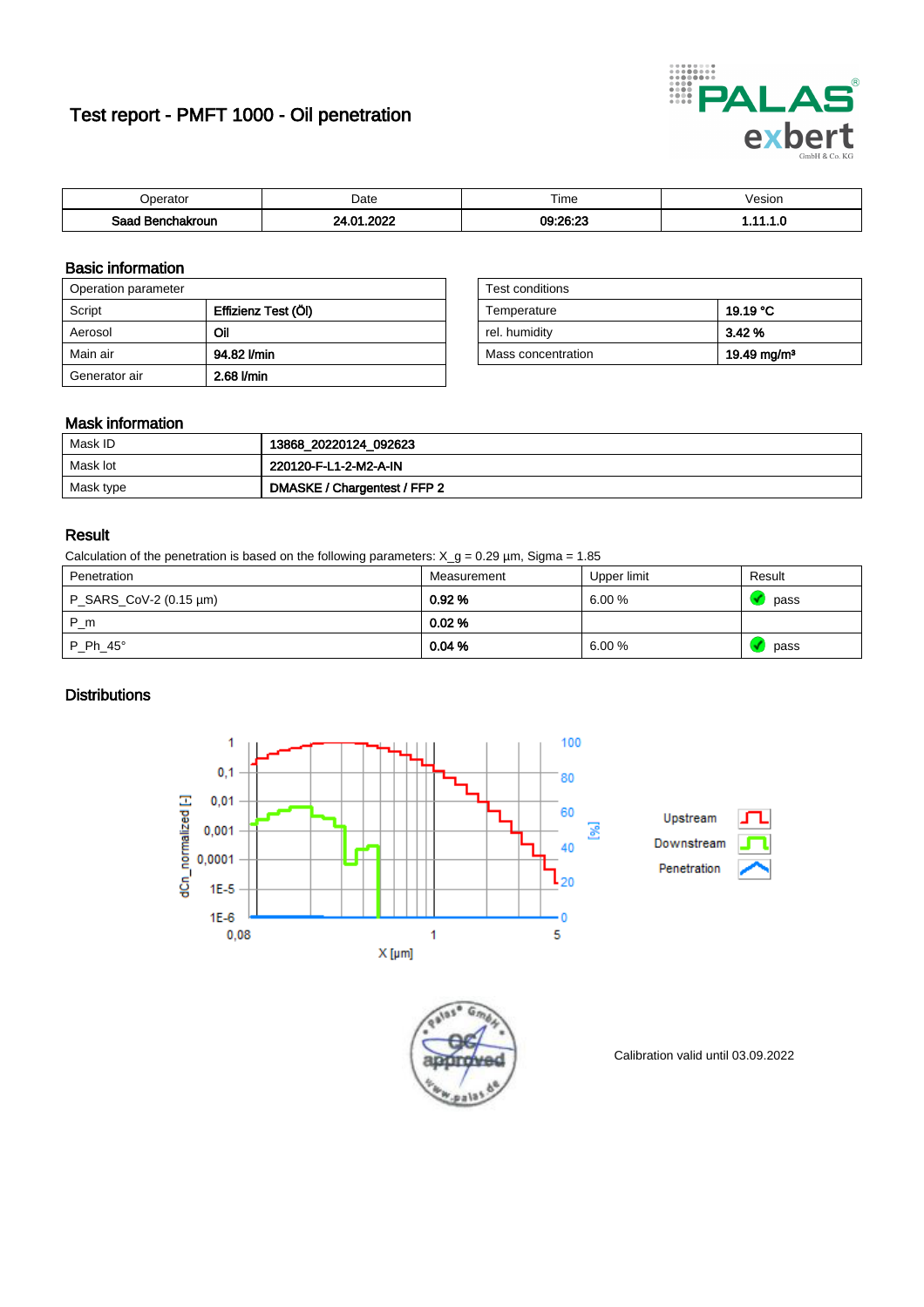# Test report - PMFT 1000 - Oil penetration

PALAS exbert GmbH & Co. KG

| Operator | Date | Time | Vesion |
|---|---|---|---|
| **Saad Benchakroun** | **24.01.2022** | **09:26:23** | **1.11.1.0** |

## Basic information

| Operation parameter | |
|---|---|
| Script | **Effizienz Test (Öl)** |
| Aerosol | **Oil** |
| Main air | **94.82 l/min** |
| Generator air | **2.68 l/min** |

| Test conditions | |
|---|---|
| Temperature | **19.19 °C** |
| rel. humidity | **3.42 %** |
| Mass concentration | **19.49 mg/m³** |

## Mask information

| | |
|---|---|
| Mask ID | **13868_20220124_092623** |
| Mask lot | **220120-F-L1-2-M2-A-IN** |
| Mask type | **DMASKE / Chargentest / FFP 2** |

## Result

Calculation of the penetration is based on the following parameters: X_g = 0.29 µm, Sigma = 1.85

| Penetration | Measurement | Upper limit | Result |
|---|---|---|---|
| P_SARS_CoV-2 (0.15 µm) | **0.92 %** | 6.00 % | pass |
| P_m | **0.02 %** | | |
| P_Ph_45° | **0.04 %** | 6.00 % | pass |

## Distributions

dCn_normalized [-]
1
0,1
0,01
0,001
0,0001
1E-5
1E-6
0,08
1
5
X [µm]
[%]
100
80
60
40
20
0
Upstream
Downstream
Penetration

Palas® GmbH QC approved www.palas.de

Calibration valid until 03.09.2022